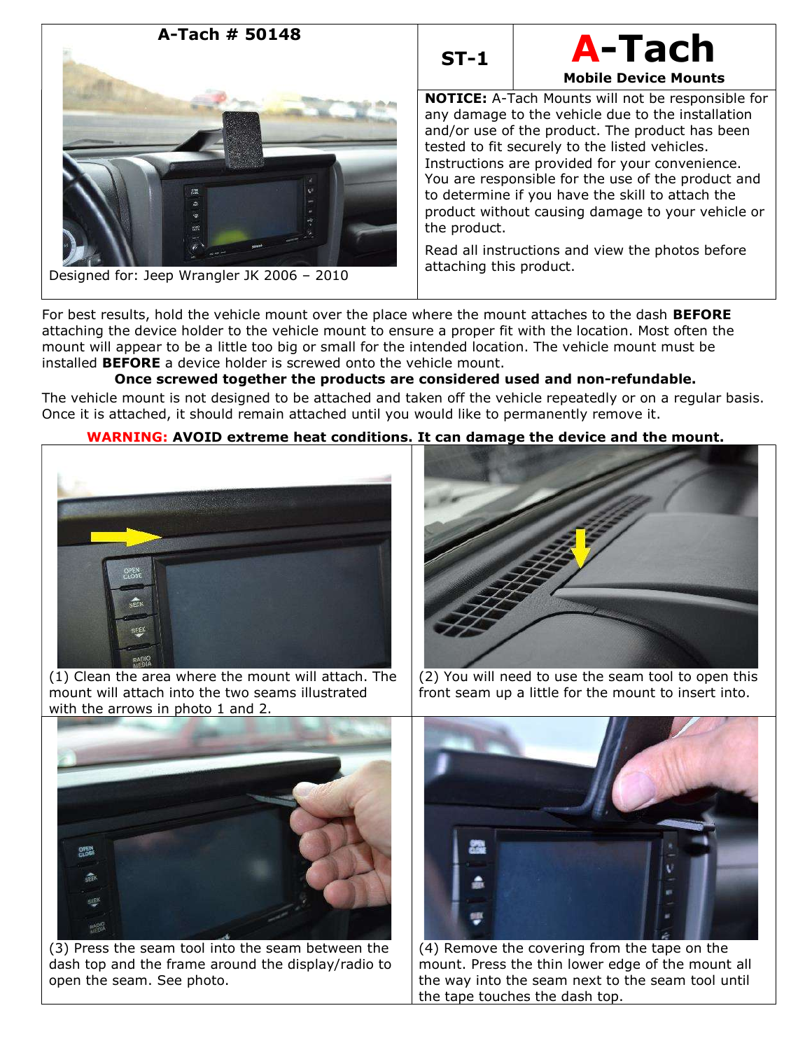**A-Tach # 50148**

Designed for: Jeep Wrangler JK 2006 – 2010

**ST-1**

# A-Tach

**Mobile Device Mounts**

**NOTICE:** A-Tach Mounts will not be responsible for any damage to the vehicle due to the installation and/or use of the product. The product has been tested to fit securely to the listed vehicles. Instructions are provided for your convenience. You are responsible for the use of the product and to determine if you have the skill to attach the product without causing damage to your vehicle or the product.

Read all instructions and view the photos before attaching this product.

For best results, hold the vehicle mount over the place where the mount attaches to the dash **BEFORE** attaching the device holder to the vehicle mount to ensure a proper fit with the location. Most often the mount will appear to be a little too big or small for the intended location. The vehicle mount must be installed **BEFORE** a device holder is screwed onto the vehicle mount.

**Once screwed together the products are considered used and non-refundable.**

The vehicle mount is not designed to be attached and taken off the vehicle repeatedly or on a regular basis. Once it is attached, it should remain attached until you would like to permanently remove it.

**WARNING: AVOID extreme heat conditions. It can damage the device and the mount.**

(1) Clean the area where the mount will attach. The mount will attach into the two seams illustrated with the arrows in photo 1 and 2.

(2) You will need to use the seam tool to open this front seam up a little for the mount to insert into.

(3) Press the seam tool into the seam between the dash top and the frame around the display/radio to open the seam. See photo.

(4) Remove the covering from the tape on the mount. Press the thin lower edge of the mount all the way into the seam next to the seam tool until the tape touches the dash top.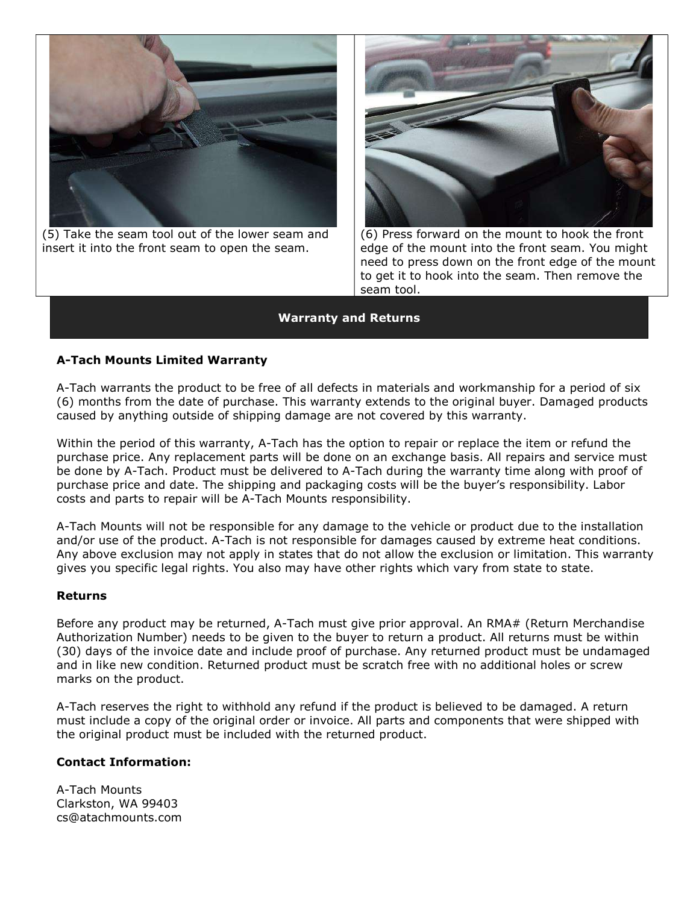(5) Take the seam tool out of the lower seam and insert it into the front seam to open the seam.

(6) Press forward on the mount to hook the front edge of the mount into the front seam. You might need to press down on the front edge of the mount to get it to hook into the seam. Then remove the seam tool.

## Warranty and Returns

### A-Tach Mounts Limited Warranty

A-Tach warrants the product to be free of all defects in materials and workmanship for a period of six (6) months from the date of purchase. This warranty extends to the original buyer. Damaged products caused by anything outside of shipping damage are not covered by this warranty.

Within the period of this warranty, A-Tach has the option to repair or replace the item or refund the purchase price. Any replacement parts will be done on an exchange basis. All repairs and service must be done by A-Tach. Product must be delivered to A-Tach during the warranty time along with proof of purchase price and date. The shipping and packaging costs will be the buyer's responsibility. Labor costs and parts to repair will be A-Tach Mounts responsibility.

A-Tach Mounts will not be responsible for any damage to the vehicle or product due to the installation and/or use of the product. A-Tach is not responsible for damages caused by extreme heat conditions. Any above exclusion may not apply in states that do not allow the exclusion or limitation. This warranty gives you specific legal rights. You also may have other rights which vary from state to state.

### Returns

Before any product may be returned, A-Tach must give prior approval. An RMA# (Return Merchandise Authorization Number) needs to be given to the buyer to return a product. All returns must be within (30) days of the invoice date and include proof of purchase. Any returned product must be undamaged and in like new condition. Returned product must be scratch free with no additional holes or screw marks on the product.

A-Tach reserves the right to withhold any refund if the product is believed to be damaged. A return must include a copy of the original order or invoice. All parts and components that were shipped with the original product must be included with the returned product.

### Contact Information:

A-Tach Mounts
Clarkston, WA 99403
cs@atachmounts.com